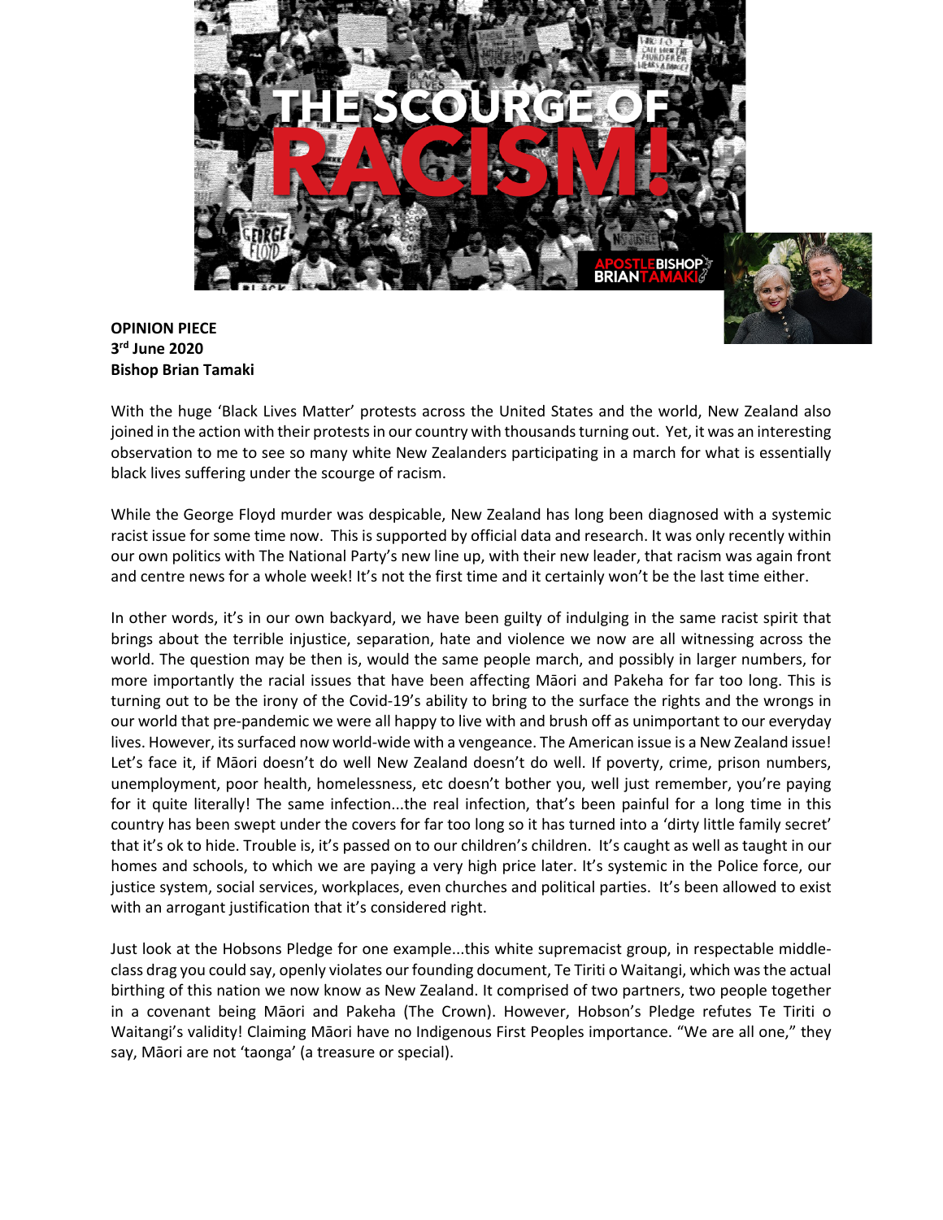**OPINION PIECE**
**3rd June 2020**
**Bishop Brian Tamaki**

With the huge 'Black Lives Matter' protests across the United States and the world, New Zealand also joined in the action with their protests in our country with thousands turning out. Yet, it was an interesting observation to me to see so many white New Zealanders participating in a march for what is essentially black lives suffering under the scourge of racism.

While the George Floyd murder was despicable, New Zealand has long been diagnosed with a systemic racist issue for some time now. This is supported by official data and research. It was only recently within our own politics with The National Party's new line up, with their new leader, that racism was again front and centre news for a whole week! It's not the first time and it certainly won't be the last time either.

In other words, it's in our own backyard, we have been guilty of indulging in the same racist spirit that brings about the terrible injustice, separation, hate and violence we now are all witnessing across the world. The question may be then is, would the same people march, and possibly in larger numbers, for more importantly the racial issues that have been affecting Māori and Pakeha for far too long. This is turning out to be the irony of the Covid-19's ability to bring to the surface the rights and the wrongs in our world that pre-pandemic we were all happy to live with and brush off as unimportant to our everyday lives. However, its surfaced now world-wide with a vengeance. The American issue is a New Zealand issue! Let's face it, if Māori doesn't do well New Zealand doesn't do well. If poverty, crime, prison numbers, unemployment, poor health, homelessness, etc doesn't bother you, well just remember, you're paying for it quite literally! The same infection...the real infection, that's been painful for a long time in this country has been swept under the covers for far too long so it has turned into a 'dirty little family secret' that it's ok to hide. Trouble is, it's passed on to our children's children. It's caught as well as taught in our homes and schools, to which we are paying a very high price later. It's systemic in the Police force, our justice system, social services, workplaces, even churches and political parties. It's been allowed to exist with an arrogant justification that it's considered right.

Just look at the Hobsons Pledge for one example...this white supremacist group, in respectable middle-class drag you could say, openly violates our founding document, Te Tiriti o Waitangi, which was the actual birthing of this nation we now know as New Zealand. It comprised of two partners, two people together in a covenant being Māori and Pakeha (The Crown). However, Hobson's Pledge refutes Te Tiriti o Waitangi's validity! Claiming Māori have no Indigenous First Peoples importance. "We are all one," they say, Māori are not 'taonga' (a treasure or special).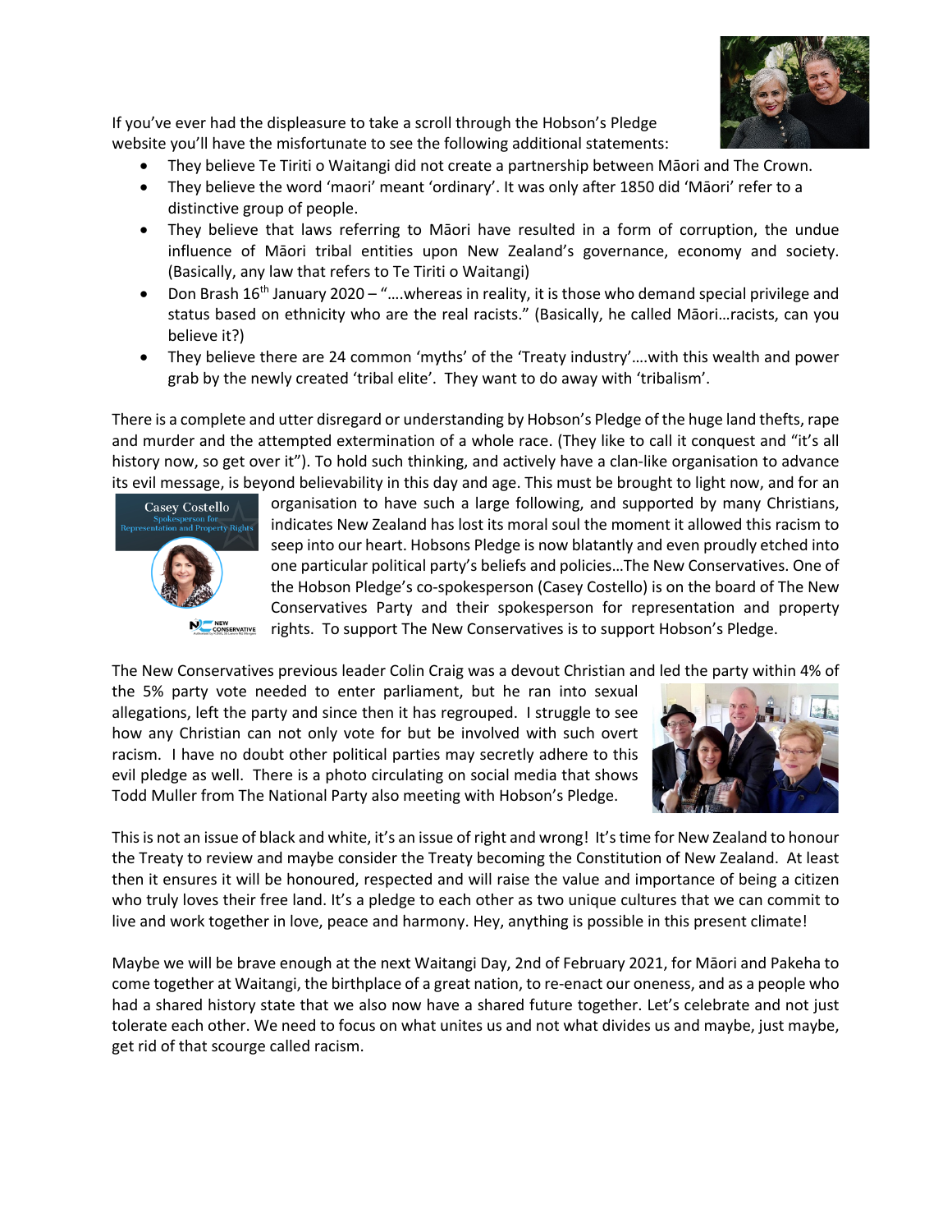If you've ever had the displeasure to take a scroll through the Hobson's Pledge website you'll have the misfortunate to see the following additional statements:

- They believe Te Tiriti o Waitangi did not create a partnership between Māori and The Crown.
- They believe the word 'maori' meant 'ordinary'. It was only after 1850 did 'Māori' refer to a distinctive group of people.
- They believe that laws referring to Māori have resulted in a form of corruption, the undue influence of Māori tribal entities upon New Zealand's governance, economy and society. (Basically, any law that refers to Te Tiriti o Waitangi)
- Don Brash 16th January 2020 – "….whereas in reality, it is those who demand special privilege and status based on ethnicity who are the real racists." (Basically, he called Māori…racists, can you believe it?)
- They believe there are 24 common 'myths' of the 'Treaty industry'….with this wealth and power grab by the newly created 'tribal elite'. They want to do away with 'tribalism'.

There is a complete and utter disregard or understanding by Hobson's Pledge of the huge land thefts, rape and murder and the attempted extermination of a whole race. (They like to call it conquest and "it's all history now, so get over it"). To hold such thinking, and actively have a clan-like organisation to advance its evil message, is beyond believability in this day and age. This must be brought to light now, and for an organisation to have such a large following, and supported by many Christians, indicates New Zealand has lost its moral soul the moment it allowed this racism to seep into our heart. Hobsons Pledge is now blatantly and even proudly etched into one particular political party's beliefs and policies…The New Conservatives. One of the Hobson Pledge's co-spokesperson (Casey Costello) is on the board of The New Conservatives Party and their spokesperson for representation and property rights. To support The New Conservatives is to support Hobson's Pledge.

The New Conservatives previous leader Colin Craig was a devout Christian and led the party within 4% of the 5% party vote needed to enter parliament, but he ran into sexual allegations, left the party and since then it has regrouped. I struggle to see how any Christian can not only vote for but be involved with such overt racism. I have no doubt other political parties may secretly adhere to this evil pledge as well. There is a photo circulating on social media that shows Todd Muller from The National Party also meeting with Hobson's Pledge.

This is not an issue of black and white, it's an issue of right and wrong! It's time for New Zealand to honour the Treaty to review and maybe consider the Treaty becoming the Constitution of New Zealand. At least then it ensures it will be honoured, respected and will raise the value and importance of being a citizen who truly loves their free land. It's a pledge to each other as two unique cultures that we can commit to live and work together in love, peace and harmony. Hey, anything is possible in this present climate!

Maybe we will be brave enough at the next Waitangi Day, 2nd of February 2021, for Māori and Pakeha to come together at Waitangi, the birthplace of a great nation, to re-enact our oneness, and as a people who had a shared history state that we also now have a shared future together. Let's celebrate and not just tolerate each other. We need to focus on what unites us and not what divides us and maybe, just maybe, get rid of that scourge called racism.